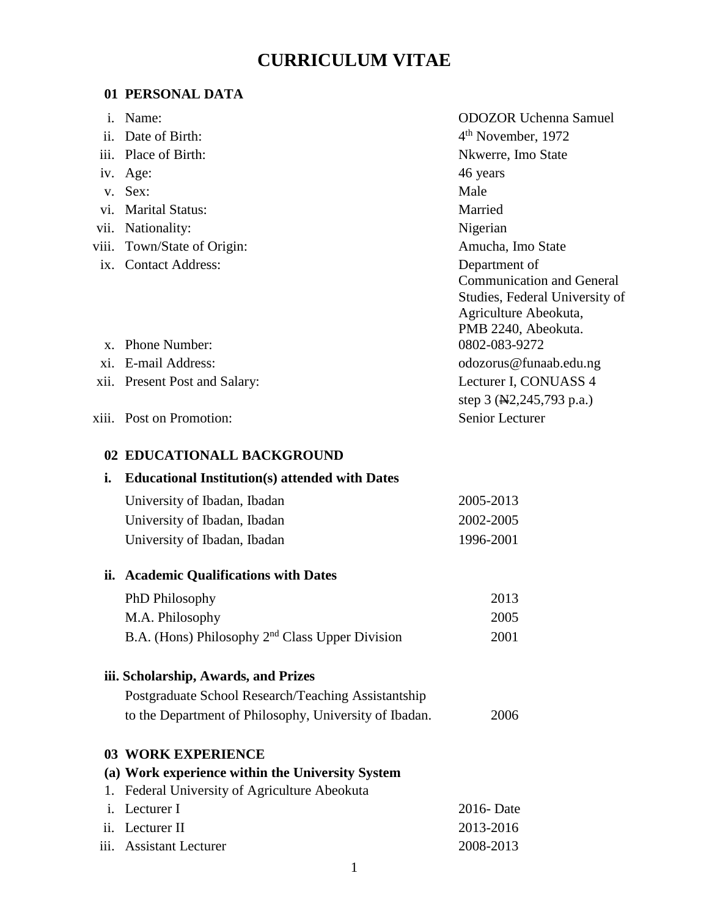# CURRICULUM VITAE

## 01 PERSONAL DATA

| | | |
|---|---|---|
| i. | Name: | ODOZOR Uchenna Samuel |
| ii. | Date of Birth: | 4th November, 1972 |
| iii. | Place of Birth: | Nkwerre, Imo State |
| iv. | Age: | 46 years |
| v. | Sex: | Male |
| vi. | Marital Status: | Married |
| vii. | Nationality: | Nigerian |
| viii. | Town/State of Origin: | Amucha, Imo State |
| ix. | Contact Address: | Department of Communication and General Studies, Federal University of Agriculture Abeokuta, PMB 2240, Abeokuta. |
| x. | Phone Number: | 0802-083-9272 |
| xi. | E-mail Address: | odozorus@funaab.edu.ng |
| xii. | Present Post and Salary: | Lecturer I, CONUASS 4 step 3 (₦2,245,793 p.a.) |
| xiii. | Post on Promotion: | Senior Lecturer |

## 02 EDUCATIONALL BACKGROUND

### i. Educational Institution(s) attended with Dates

| | |
|---|---|
| University of Ibadan, Ibadan | 2005-2013 |
| University of Ibadan, Ibadan | 2002-2005 |
| University of Ibadan, Ibadan | 1996-2001 |

### ii. Academic Qualifications with Dates

| | |
|---|---|
| PhD Philosophy | 2013 |
| M.A. Philosophy | 2005 |
| B.A. (Hons) Philosophy 2nd Class Upper Division | 2001 |

### iii. Scholarship, Awards, and Prizes

| | |
|---|---|
| Postgraduate School Research/Teaching Assistantship to the Department of Philosophy, University of Ibadan. | 2006 |

## 03 WORK EXPERIENCE

### (a) Work experience within the University System

1. Federal University of Agriculture Abeokuta

| | | |
|---|---|---|
| i. | Lecturer I | 2016- Date |
| ii. | Lecturer II | 2013-2016 |
| iii. | Assistant Lecturer | 2008-2013 |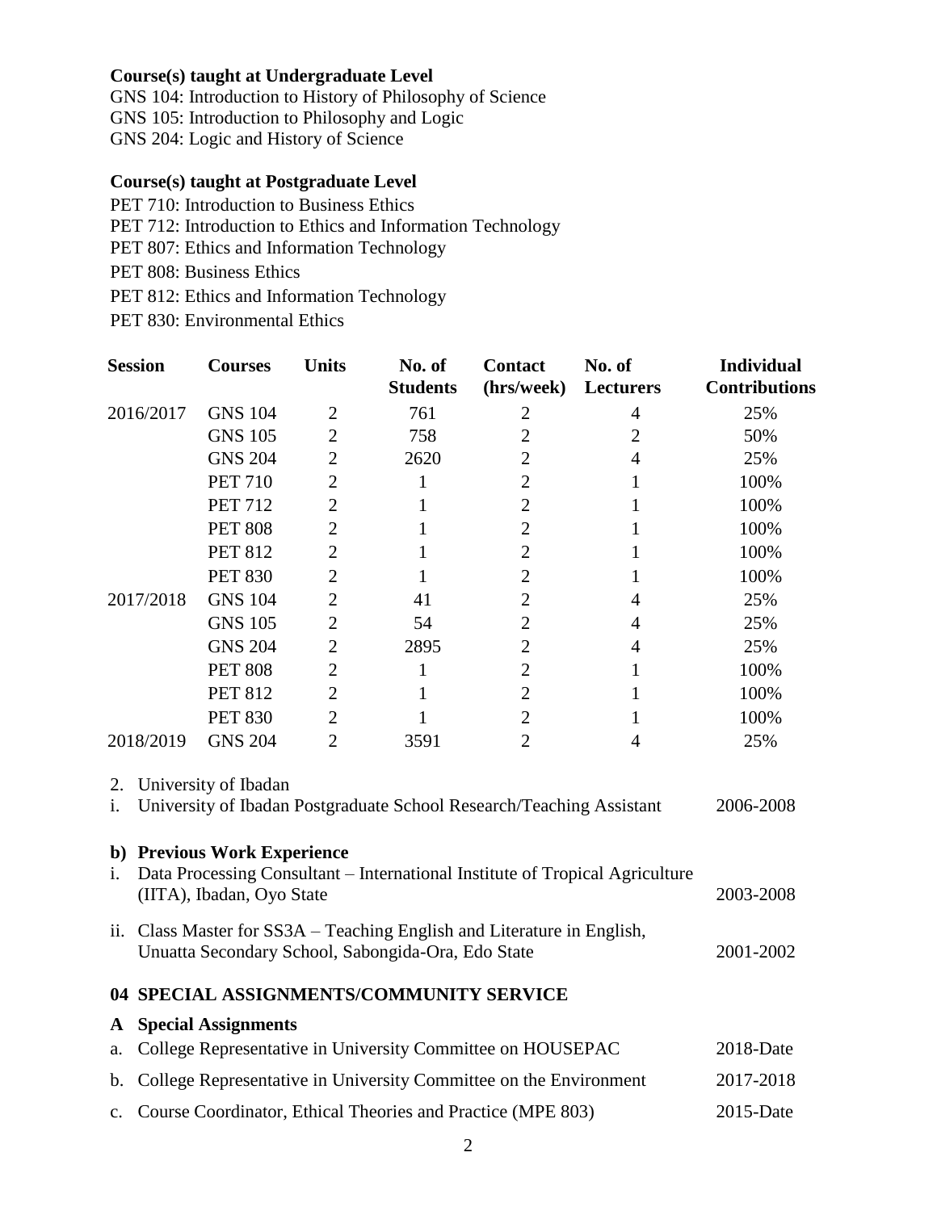**Course(s) taught at Undergraduate Level**

GNS 104: Introduction to History of Philosophy of Science
GNS 105: Introduction to Philosophy and Logic
GNS 204: Logic and History of Science

**Course(s) taught at Postgraduate Level**

PET 710: Introduction to Business Ethics
PET 712: Introduction to Ethics and Information Technology
PET 807: Ethics and Information Technology
PET 808: Business Ethics
PET 812: Ethics and Information Technology
PET 830: Environmental Ethics

| Session | Courses | Units | No. of Students | Contact (hrs/week) | No. of Lecturers | Individual Contributions |
|---|---|---|---|---|---|---|
| 2016/2017 | GNS 104 | 2 | 761 | 2 | 4 | 25% |
| | GNS 105 | 2 | 758 | 2 | 2 | 50% |
| | GNS 204 | 2 | 2620 | 2 | 4 | 25% |
| | PET 710 | 2 | 1 | 2 | 1 | 100% |
| | PET 712 | 2 | 1 | 2 | 1 | 100% |
| | PET 808 | 2 | 1 | 2 | 1 | 100% |
| | PET 812 | 2 | 1 | 2 | 1 | 100% |
| | PET 830 | 2 | 1 | 2 | 1 | 100% |
| 2017/2018 | GNS 104 | 2 | 41 | 2 | 4 | 25% |
| | GNS 105 | 2 | 54 | 2 | 4 | 25% |
| | GNS 204 | 2 | 2895 | 2 | 4 | 25% |
| | PET 808 | 2 | 1 | 2 | 1 | 100% |
| | PET 812 | 2 | 1 | 2 | 1 | 100% |
| | PET 830 | 2 | 1 | 2 | 1 | 100% |
| 2018/2019 | GNS 204 | 2 | 3591 | 2 | 4 | 25% |

2. University of Ibadan
   i. University of Ibadan Postgraduate School Research/Teaching Assistant — 2006-2008

**b) Previous Work Experience**

i. Data Processing Consultant – International Institute of Tropical Agriculture (IITA), Ibadan, Oyo State — 2003-2008

ii. Class Master for SS3A – Teaching English and Literature in English, Unuatta Secondary School, Sabongida-Ora, Edo State — 2001-2002

## 04 SPECIAL ASSIGNMENTS/COMMUNITY SERVICE

### A Special Assignments

a. College Representative in University Committee on HOUSEPAC — 2018-Date
b. College Representative in University Committee on the Environment — 2017-2018
c. Course Coordinator, Ethical Theories and Practice (MPE 803) — 2015-Date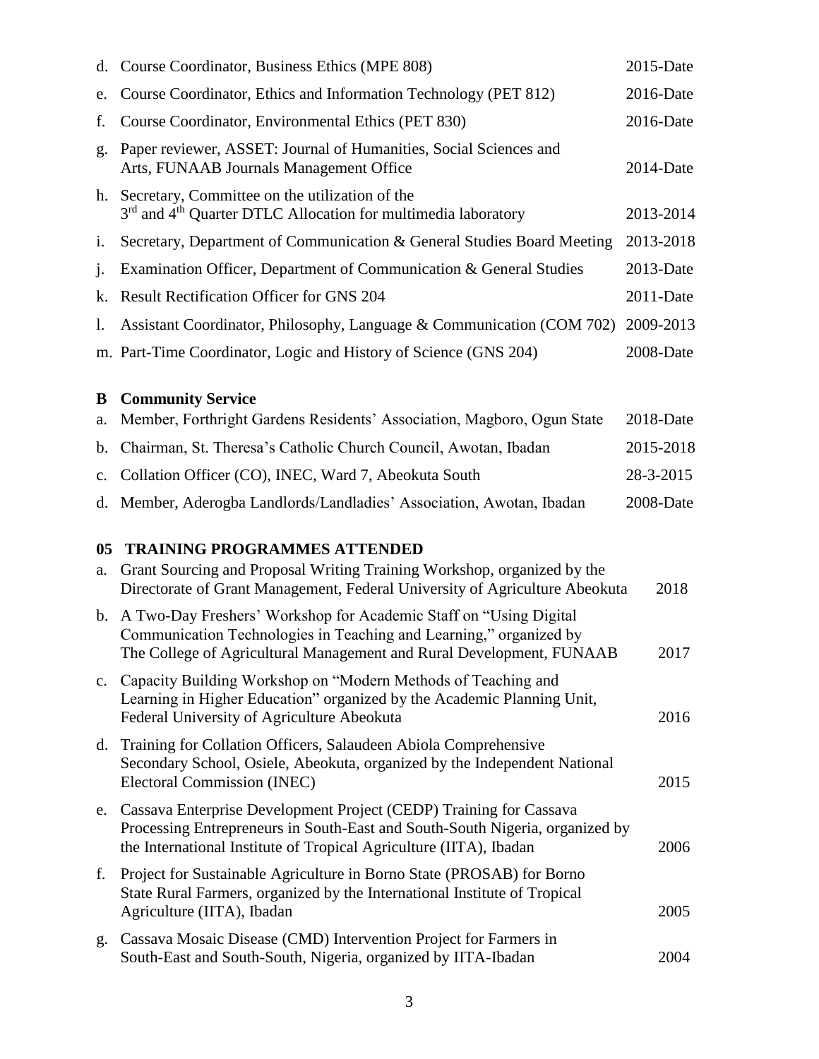d. Course Coordinator, Business Ethics (MPE 808) — 2015-Date

e. Course Coordinator, Ethics and Information Technology (PET 812) — 2016-Date

f. Course Coordinator, Environmental Ethics (PET 830) — 2016-Date

g. Paper reviewer, ASSET: Journal of Humanities, Social Sciences and Arts, FUNAAB Journals Management Office — 2014-Date

h. Secretary, Committee on the utilization of the 3rd and 4th Quarter DTLC Allocation for multimedia laboratory — 2013-2014

i. Secretary, Department of Communication & General Studies Board Meeting — 2013-2018

j. Examination Officer, Department of Communication & General Studies — 2013-Date

k. Result Rectification Officer for GNS 204 — 2011-Date

l. Assistant Coordinator, Philosophy, Language & Communication (COM 702) — 2009-2013

m. Part-Time Coordinator, Logic and History of Science (GNS 204) — 2008-Date

**B Community Service**

a. Member, Forthright Gardens Residents' Association, Magboro, Ogun State — 2018-Date

b. Chairman, St. Theresa's Catholic Church Council, Awotan, Ibadan — 2015-2018

c. Collation Officer (CO), INEC, Ward 7, Abeokuta South — 28-3-2015

d. Member, Aderogba Landlords/Landladies' Association, Awotan, Ibadan — 2008-Date

## 05 TRAINING PROGRAMMES ATTENDED

a. Grant Sourcing and Proposal Writing Training Workshop, organized by the Directorate of Grant Management, Federal University of Agriculture Abeokuta — 2018

b. A Two-Day Freshers' Workshop for Academic Staff on "Using Digital Communication Technologies in Teaching and Learning," organized by The College of Agricultural Management and Rural Development, FUNAAB — 2017

c. Capacity Building Workshop on "Modern Methods of Teaching and Learning in Higher Education" organized by the Academic Planning Unit, Federal University of Agriculture Abeokuta — 2016

d. Training for Collation Officers, Salaudeen Abiola Comprehensive Secondary School, Osiele, Abeokuta, organized by the Independent National Electoral Commission (INEC) — 2015

e. Cassava Enterprise Development Project (CEDP) Training for Cassava Processing Entrepreneurs in South-East and South-South Nigeria, organized by the International Institute of Tropical Agriculture (IITA), Ibadan — 2006

f. Project for Sustainable Agriculture in Borno State (PROSAB) for Borno State Rural Farmers, organized by the International Institute of Tropical Agriculture (IITA), Ibadan — 2005

g. Cassava Mosaic Disease (CMD) Intervention Project for Farmers in South-East and South-South, Nigeria, organized by IITA-Ibadan — 2004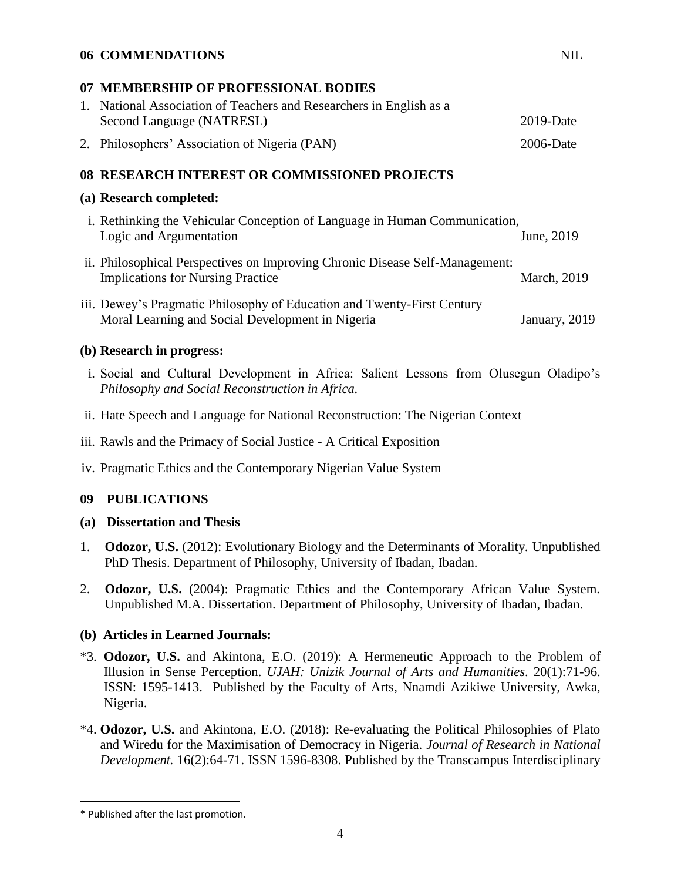## 06 COMMENDATIONS NIL

## 07 MEMBERSHIP OF PROFESSIONAL BODIES

1. National Association of Teachers and Researchers in English as a Second Language (NATRESL) 2019-Date
2. Philosophers' Association of Nigeria (PAN) 2006-Date

## 08 RESEARCH INTEREST OR COMMISSIONED PROJECTS

### (a) Research completed:

i. Rethinking the Vehicular Conception of Language in Human Communication, Logic and Argumentation June, 2019

ii. Philosophical Perspectives on Improving Chronic Disease Self-Management: Implications for Nursing Practice March, 2019

iii. Dewey's Pragmatic Philosophy of Education and Twenty-First Century Moral Learning and Social Development in Nigeria January, 2019

### (b) Research in progress:

i. Social and Cultural Development in Africa: Salient Lessons from Olusegun Oladipo's *Philosophy and Social Reconstruction in Africa.*

ii. Hate Speech and Language for National Reconstruction: The Nigerian Context

iii. Rawls and the Primacy of Social Justice - A Critical Exposition

iv. Pragmatic Ethics and the Contemporary Nigerian Value System

## 09 PUBLICATIONS

### (a) Dissertation and Thesis

1. **Odozor, U.S.** (2012): Evolutionary Biology and the Determinants of Morality. Unpublished PhD Thesis. Department of Philosophy, University of Ibadan, Ibadan.

2. **Odozor, U.S.** (2004): Pragmatic Ethics and the Contemporary African Value System. Unpublished M.A. Dissertation. Department of Philosophy, University of Ibadan, Ibadan.

### (b) Articles in Learned Journals:

*3. **Odozor, U.S.** and Akintona, E.O. (2019): A Hermeneutic Approach to the Problem of Illusion in Sense Perception. *UJAH: Unizik Journal of Arts and Humanities*. 20(1):71-96. ISSN: 1595-1413. Published by the Faculty of Arts, Nnamdi Azikiwe University, Awka, Nigeria.

*4. **Odozor, U.S.** and Akintona, E.O. (2018): Re-evaluating the Political Philosophies of Plato and Wiredu for the Maximisation of Democracy in Nigeria. *Journal of Research in National Development.* 16(2):64-71. ISSN 1596-8308. Published by the Transcampus Interdisciplinary

---

\* Published after the last promotion.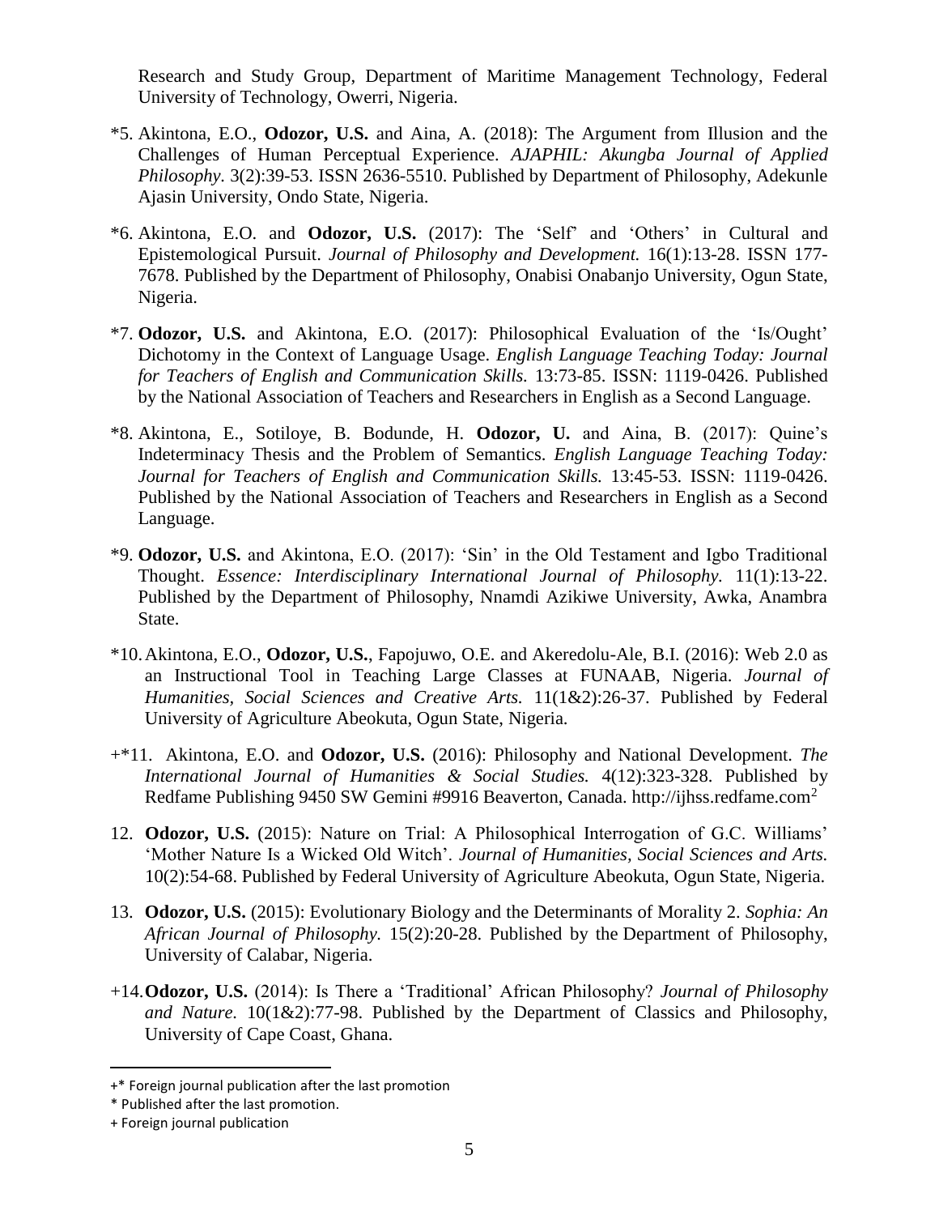Research and Study Group, Department of Maritime Management Technology, Federal University of Technology, Owerri, Nigeria.

*5. Akintona, E.O., **Odozor, U.S.** and Aina, A. (2018): The Argument from Illusion and the Challenges of Human Perceptual Experience. *AJAPHIL: Akungba Journal of Applied Philosophy.* 3(2):39-53. ISSN 2636-5510. Published by Department of Philosophy, Adekunle Ajasin University, Ondo State, Nigeria.

*6. Akintona, E.O. and **Odozor, U.S.** (2017): The 'Self' and 'Others' in Cultural and Epistemological Pursuit. *Journal of Philosophy and Development.* 16(1):13-28. ISSN 177-7678. Published by the Department of Philosophy, Onabisi Onabanjo University, Ogun State, Nigeria.

*7. **Odozor, U.S.** and Akintona, E.O. (2017): Philosophical Evaluation of the 'Is/Ought' Dichotomy in the Context of Language Usage. *English Language Teaching Today: Journal for Teachers of English and Communication Skills.* 13:73-85. ISSN: 1119-0426. Published by the National Association of Teachers and Researchers in English as a Second Language.

*8. Akintona, E., Sotiloye, B. Bodunde, H. **Odozor, U.** and Aina, B. (2017): Quine's Indeterminacy Thesis and the Problem of Semantics. *English Language Teaching Today: Journal for Teachers of English and Communication Skills.* 13:45-53. ISSN: 1119-0426. Published by the National Association of Teachers and Researchers in English as a Second Language.

*9. **Odozor, U.S.** and Akintona, E.O. (2017): 'Sin' in the Old Testament and Igbo Traditional Thought. *Essence: Interdisciplinary International Journal of Philosophy.* 11(1):13-22. Published by the Department of Philosophy, Nnamdi Azikiwe University, Awka, Anambra State.

*10. Akintona, E.O., **Odozor, U.S.**, Fapojuwo, O.E. and Akeredolu-Ale, B.I. (2016): Web 2.0 as an Instructional Tool in Teaching Large Classes at FUNAAB, Nigeria. *Journal of Humanities, Social Sciences and Creative Arts.* 11(1&2):26-37. Published by Federal University of Agriculture Abeokuta, Ogun State, Nigeria.

+*11. Akintona, E.O. and **Odozor, U.S.** (2016): Philosophy and National Development. *The International Journal of Humanities & Social Studies.* 4(12):323-328. Published by Redfame Publishing 9450 SW Gemini #9916 Beaverton, Canada. http://ijhss.redfame.com[2]

12. **Odozor, U.S.** (2015): Nature on Trial: A Philosophical Interrogation of G.C. Williams' 'Mother Nature Is a Wicked Old Witch'. *Journal of Humanities, Social Sciences and Arts.* 10(2):54-68. Published by Federal University of Agriculture Abeokuta, Ogun State, Nigeria.

13. **Odozor, U.S.** (2015): Evolutionary Biology and the Determinants of Morality 2. *Sophia: An African Journal of Philosophy.* 15(2):20-28. Published by the Department of Philosophy, University of Calabar, Nigeria.

+14. **Odozor, U.S.** (2014): Is There a 'Traditional' African Philosophy? *Journal of Philosophy and Nature.* 10(1&2):77-98. Published by the Department of Classics and Philosophy, University of Cape Coast, Ghana.

---

+* Foreign journal publication after the last promotion

* Published after the last promotion.

+ Foreign journal publication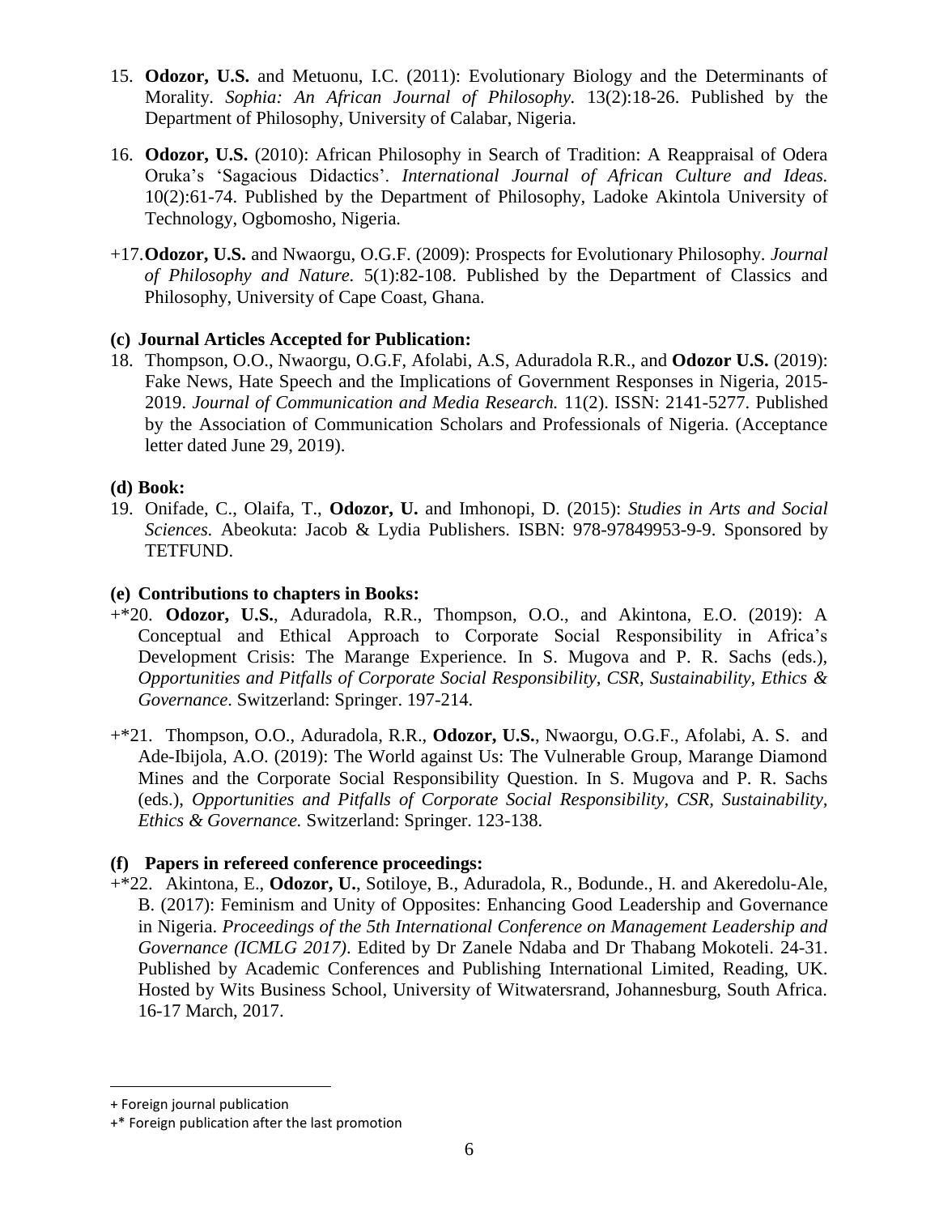15. **Odozor, U.S.** and Metuonu, I.C. (2011): Evolutionary Biology and the Determinants of Morality. *Sophia: An African Journal of Philosophy.* 13(2):18-26. Published by the Department of Philosophy, University of Calabar, Nigeria.

16. **Odozor, U.S.** (2010): African Philosophy in Search of Tradition: A Reappraisal of Odera Oruka's 'Sagacious Didactics'. *International Journal of African Culture and Ideas.* 10(2):61-74. Published by the Department of Philosophy, Ladoke Akintola University of Technology, Ogbomosho, Nigeria.

+17. **Odozor, U.S.** and Nwaorgu, O.G.F. (2009): Prospects for Evolutionary Philosophy. *Journal of Philosophy and Nature.* 5(1):82-108. Published by the Department of Classics and Philosophy, University of Cape Coast, Ghana.

**(c) Journal Articles Accepted for Publication:**

18. Thompson, O.O., Nwaorgu, O.G.F, Afolabi, A.S, Aduradola R.R., and **Odozor U.S.** (2019): Fake News, Hate Speech and the Implications of Government Responses in Nigeria, 2015-2019. *Journal of Communication and Media Research.* 11(2). ISSN: 2141-5277. Published by the Association of Communication Scholars and Professionals of Nigeria. (Acceptance letter dated June 29, 2019).

**(d) Book:**

19. Onifade, C., Olaifa, T., **Odozor, U.** and Imhonopi, D. (2015): *Studies in Arts and Social Sciences.* Abeokuta: Jacob & Lydia Publishers. ISBN: 978-97849953-9-9. Sponsored by TETFUND.

**(e) Contributions to chapters in Books:**

+*20. **Odozor, U.S.**, Aduradola, R.R., Thompson, O.O., and Akintona, E.O. (2019): A Conceptual and Ethical Approach to Corporate Social Responsibility in Africa's Development Crisis: The Marange Experience. In S. Mugova and P. R. Sachs (eds.), *Opportunities and Pitfalls of Corporate Social Responsibility, CSR, Sustainability, Ethics & Governance*. Switzerland: Springer. 197-214.

+*21. Thompson, O.O., Aduradola, R.R., **Odozor, U.S.**, Nwaorgu, O.G.F., Afolabi, A. S. and Ade-Ibijola, A.O. (2019): The World against Us: The Vulnerable Group, Marange Diamond Mines and the Corporate Social Responsibility Question. In S. Mugova and P. R. Sachs (eds.), *Opportunities and Pitfalls of Corporate Social Responsibility, CSR, Sustainability, Ethics & Governance.* Switzerland: Springer. 123-138.

**(f) Papers in refereed conference proceedings:**

+*22. Akintona, E., **Odozor, U.**, Sotiloye, B., Aduradola, R., Bodunde., H. and Akeredolu-Ale, B. (2017): Feminism and Unity of Opposites: Enhancing Good Leadership and Governance in Nigeria. *Proceedings of the 5th International Conference on Management Leadership and Governance (ICMLG 2017)*. Edited by Dr Zanele Ndaba and Dr Thabang Mokoteli. 24-31. Published by Academic Conferences and Publishing International Limited, Reading, UK. Hosted by Wits Business School, University of Witwatersrand, Johannesburg, South Africa. 16-17 March, 2017.

---

+ Foreign journal publication

+* Foreign publication after the last promotion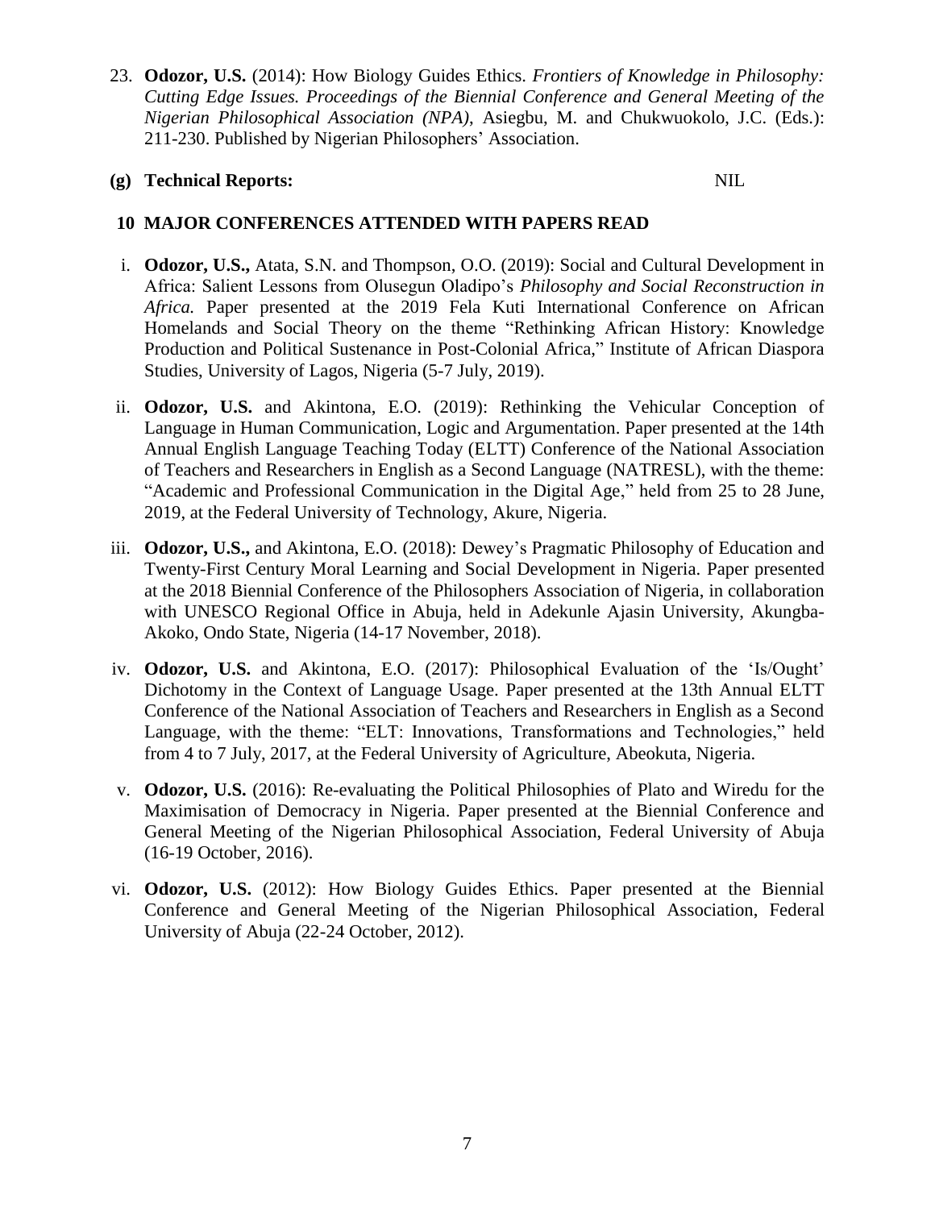23. **Odozor, U.S.** (2014): How Biology Guides Ethics. *Frontiers of Knowledge in Philosophy: Cutting Edge Issues. Proceedings of the Biennial Conference and General Meeting of the Nigerian Philosophical Association (NPA)*, Asiegbu, M. and Chukwuokolo, J.C. (Eds.): 211-230. Published by Nigerian Philosophers' Association.

**(g) Technical Reports:** NIL

## 10 MAJOR CONFERENCES ATTENDED WITH PAPERS READ

i. **Odozor, U.S.,** Atata, S.N. and Thompson, O.O. (2019): Social and Cultural Development in Africa: Salient Lessons from Olusegun Oladipo's *Philosophy and Social Reconstruction in Africa.* Paper presented at the 2019 Fela Kuti International Conference on African Homelands and Social Theory on the theme "Rethinking African History: Knowledge Production and Political Sustenance in Post-Colonial Africa," Institute of African Diaspora Studies, University of Lagos, Nigeria (5-7 July, 2019).

ii. **Odozor, U.S.** and Akintona, E.O. (2019): Rethinking the Vehicular Conception of Language in Human Communication, Logic and Argumentation. Paper presented at the 14th Annual English Language Teaching Today (ELTT) Conference of the National Association of Teachers and Researchers in English as a Second Language (NATRESL), with the theme: "Academic and Professional Communication in the Digital Age," held from 25 to 28 June, 2019, at the Federal University of Technology, Akure, Nigeria.

iii. **Odozor, U.S.,** and Akintona, E.O. (2018): Dewey's Pragmatic Philosophy of Education and Twenty-First Century Moral Learning and Social Development in Nigeria. Paper presented at the 2018 Biennial Conference of the Philosophers Association of Nigeria, in collaboration with UNESCO Regional Office in Abuja, held in Adekunle Ajasin University, Akungba-Akoko, Ondo State, Nigeria (14-17 November, 2018).

iv. **Odozor, U.S.** and Akintona, E.O. (2017): Philosophical Evaluation of the 'Is/Ought' Dichotomy in the Context of Language Usage. Paper presented at the 13th Annual ELTT Conference of the National Association of Teachers and Researchers in English as a Second Language, with the theme: "ELT: Innovations, Transformations and Technologies," held from 4 to 7 July, 2017, at the Federal University of Agriculture, Abeokuta, Nigeria.

v. **Odozor, U.S.** (2016): Re-evaluating the Political Philosophies of Plato and Wiredu for the Maximisation of Democracy in Nigeria. Paper presented at the Biennial Conference and General Meeting of the Nigerian Philosophical Association, Federal University of Abuja (16-19 October, 2016).

vi. **Odozor, U.S.** (2012): How Biology Guides Ethics. Paper presented at the Biennial Conference and General Meeting of the Nigerian Philosophical Association, Federal University of Abuja (22-24 October, 2012).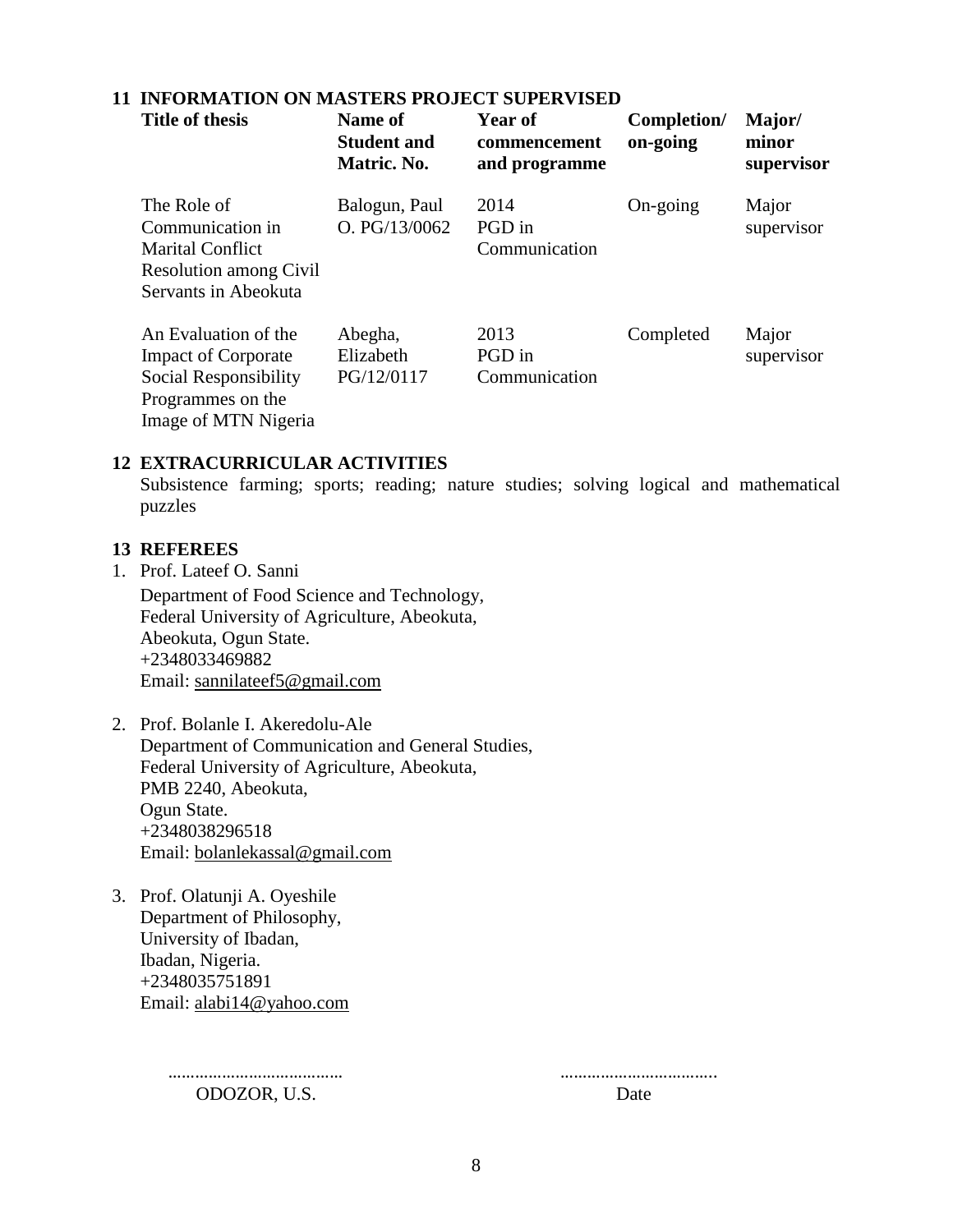## 11 INFORMATION ON MASTERS PROJECT SUPERVISED

| Title of thesis | Name of Student and Matric. No. | Year of commencement and programme | Completion/ on-going | Major/ minor supervisor |
|---|---|---|---|---|
| The Role of Communication in Marital Conflict Resolution among Civil Servants in Abeokuta | Balogun, Paul O. PG/13/0062 | 2014 PGD in Communication | On-going | Major supervisor |
| An Evaluation of the Impact of Corporate Social Responsibility Programmes on the Image of MTN Nigeria | Abegha, Elizabeth PG/12/0117 | 2013 PGD in Communication | Completed | Major supervisor |

## 12 EXTRACURRICULAR ACTIVITIES

Subsistence farming; sports; reading; nature studies; solving logical and mathematical puzzles

## 13 REFEREES

1. Prof. Lateef O. Sanni
   Department of Food Science and Technology,
   Federal University of Agriculture, Abeokuta,
   Abeokuta, Ogun State.
   +2348033469882
   Email: sannilateef5@gmail.com

2. Prof. Bolanle I. Akeredolu-Ale
   Department of Communication and General Studies,
   Federal University of Agriculture, Abeokuta,
   PMB 2240, Abeokuta,
   Ogun State.
   +2348038296518
   Email: bolanlekassal@gmail.com

3. Prof. Olatunji A. Oyeshile
   Department of Philosophy,
   University of Ibadan,
   Ibadan, Nigeria.
   +2348035751891
   Email: alabi14@yahoo.com

.......................................
ODOZOR, U.S.

..................................
Date